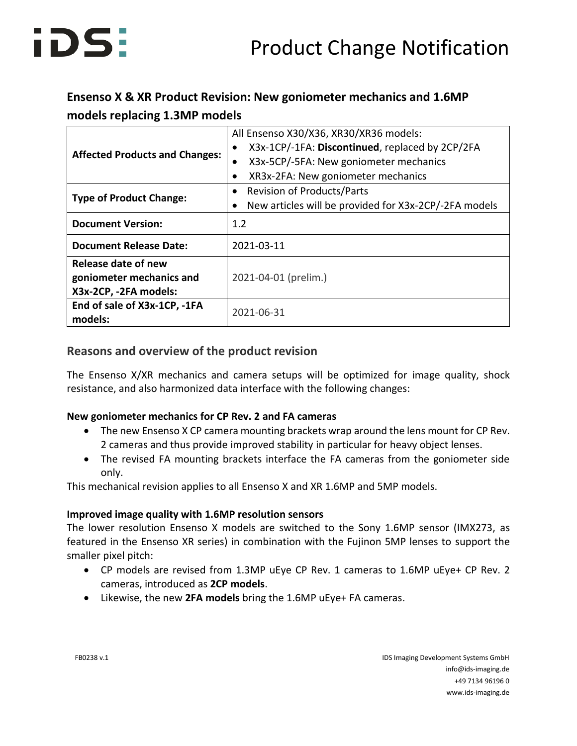# Product Change Notification

## Ensenso X & XR Product Revision: New goniometer mechanics and 1.6MP models replacing 1.3MP models

| | |
|---|---|
| **Affected Products and Changes:** | All Ensenso X30/X36, XR30/XR36 models:<br>• X3x-1CP/-1FA: **Discontinued**, replaced by 2CP/2FA<br>• X3x-5CP/-5FA: New goniometer mechanics<br>• XR3x-2FA: New goniometer mechanics |
| **Type of Product Change:** | • Revision of Products/Parts<br>• New articles will be provided for X3x-2CP/-2FA models |
| **Document Version:** | 1.2 |
| **Document Release Date:** | 2021-03-11 |
| **Release date of new goniometer mechanics and X3x-2CP, -2FA models:** | 2021-04-01 (prelim.) |
| **End of sale of X3x-1CP, -1FA models:** | 2021-06-31 |

### Reasons and overview of the product revision

The Ensenso X/XR mechanics and camera setups will be optimized for image quality, shock resistance, and also harmonized data interface with the following changes:

**New goniometer mechanics for CP Rev. 2 and FA cameras**

- The new Ensenso X CP camera mounting brackets wrap around the lens mount for CP Rev. 2 cameras and thus provide improved stability in particular for heavy object lenses.
- The revised FA mounting brackets interface the FA cameras from the goniometer side only.

This mechanical revision applies to all Ensenso X and XR 1.6MP and 5MP models.

**Improved image quality with 1.6MP resolution sensors**

The lower resolution Ensenso X models are switched to the Sony 1.6MP sensor (IMX273, as featured in the Ensenso XR series) in combination with the Fujinon 5MP lenses to support the smaller pixel pitch:

- CP models are revised from 1.3MP uEye CP Rev. 1 cameras to 1.6MP uEye+ CP Rev. 2 cameras, introduced as **2CP models**.
- Likewise, the new **2FA models** bring the 1.6MP uEye+ FA cameras.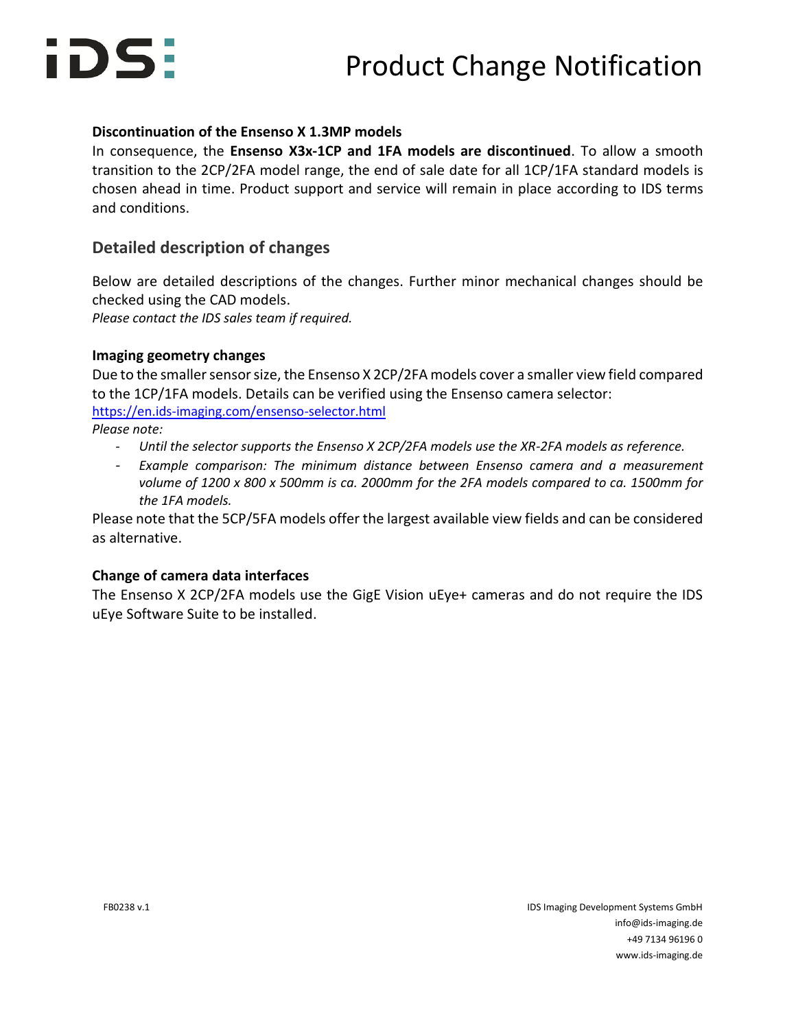### Discontinuation of the Ensenso X 1.3MP models

In consequence, the **Ensenso X3x-1CP and 1FA models are discontinued**. To allow a smooth transition to the 2CP/2FA model range, the end of sale date for all 1CP/1FA standard models is chosen ahead in time. Product support and service will remain in place according to IDS terms and conditions.

## Detailed description of changes

Below are detailed descriptions of the changes. Further minor mechanical changes should be checked using the CAD models.
*Please contact the IDS sales team if required.*

### Imaging geometry changes

Due to the smaller sensor size, the Ensenso X 2CP/2FA models cover a smaller view field compared to the 1CP/1FA models. Details can be verified using the Ensenso camera selector:
[https://en.ids-imaging.com/ensenso-selector.html](https://en.ids-imaging.com/ensenso-selector.html)
*Please note:*

- *Until the selector supports the Ensenso X 2CP/2FA models use the XR-2FA models as reference.*
- *Example comparison: The minimum distance between Ensenso camera and a measurement volume of 1200 x 800 x 500mm is ca. 2000mm for the 2FA models compared to ca. 1500mm for the 1FA models.*

Please note that the 5CP/5FA models offer the largest available view fields and can be considered as alternative.

### Change of camera data interfaces

The Ensenso X 2CP/2FA models use the GigE Vision uEye+ cameras and do not require the IDS uEye Software Suite to be installed.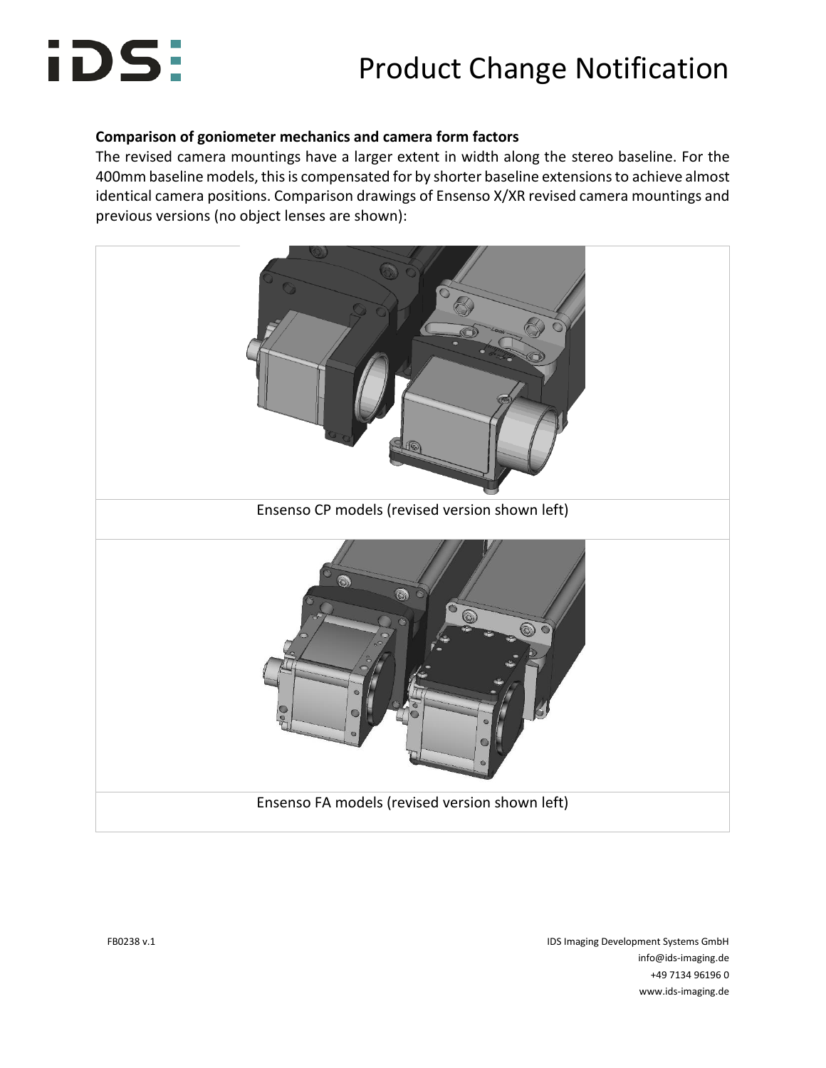**Comparison of goniometer mechanics and camera form factors**

The revised camera mountings have a larger extent in width along the stereo baseline. For the 400mm baseline models, this is compensated for by shorter baseline extensions to achieve almost identical camera positions. Comparison drawings of Ensenso X/XR revised camera mountings and previous versions (no object lenses are shown):

Ensenso CP models (revised version shown left)

Ensenso FA models (revised version shown left)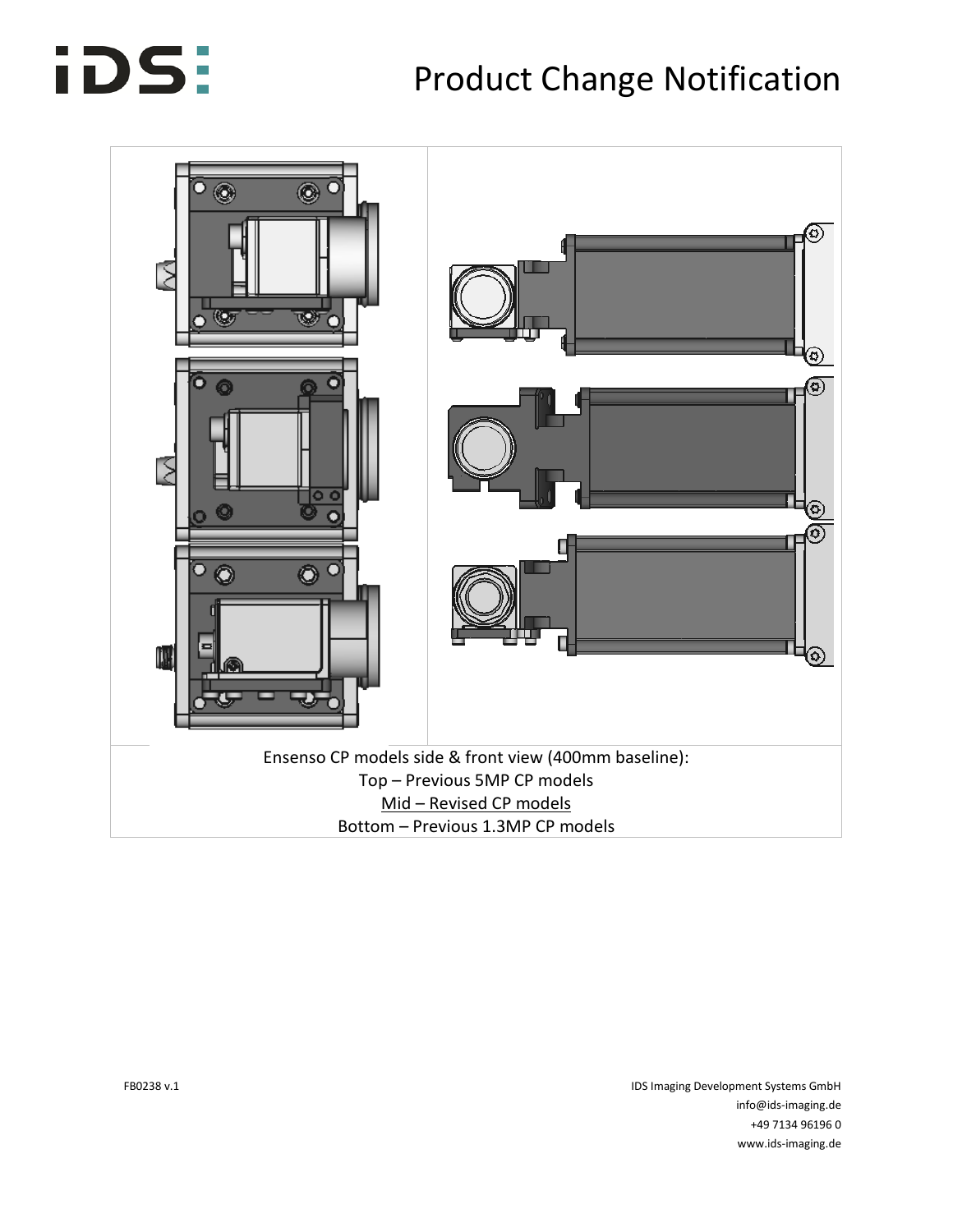# Product Change Notification

Ensenso CP models side & front view (400mm baseline):
Top – Previous 5MP CP models
<u>Mid – Revised CP models</u>
Bottom – Previous 1.3MP CP models

FB0238 v.1

IDS Imaging Development Systems GmbH
info@ids-imaging.de
+49 7134 96196 0
www.ids-imaging.de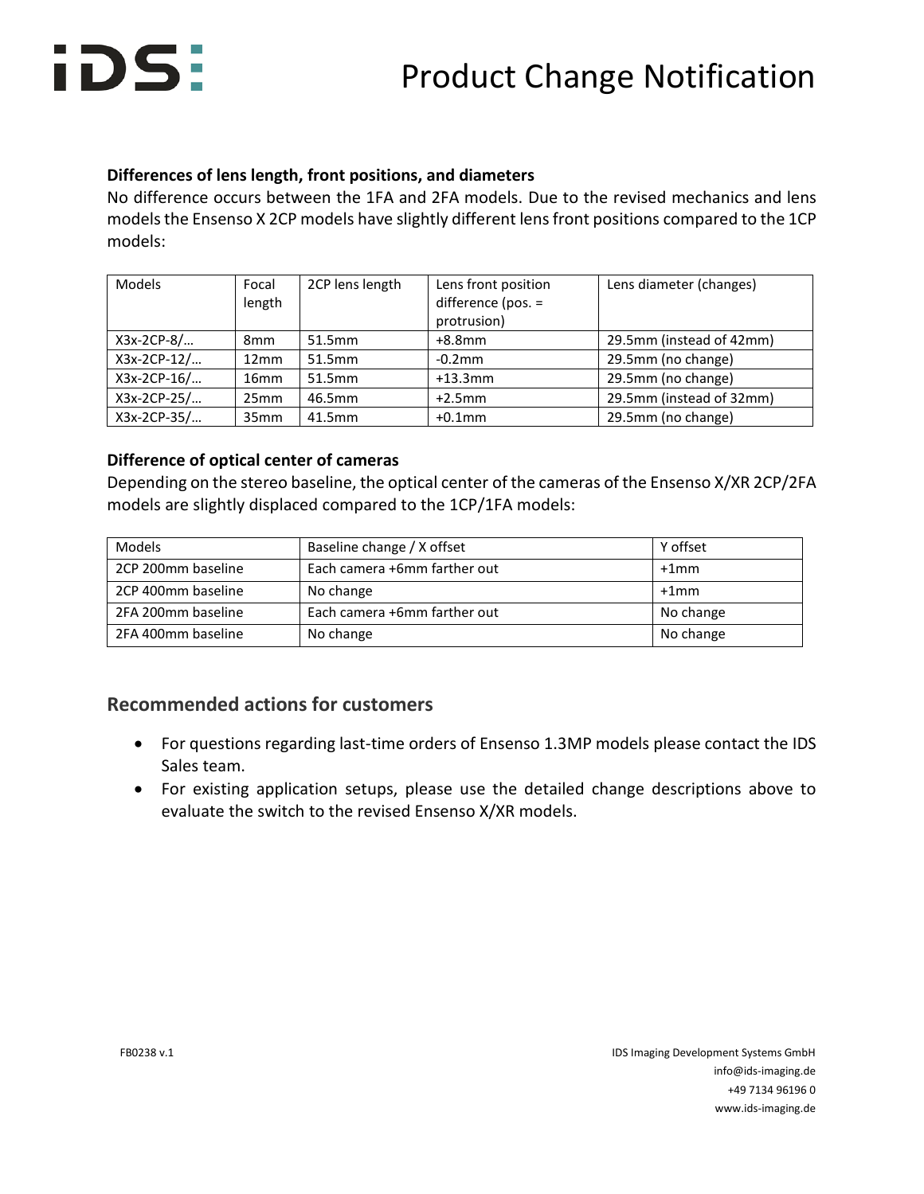### Differences of lens length, front positions, and diameters

No difference occurs between the 1FA and 2FA models. Due to the revised mechanics and lens models the Ensenso X 2CP models have slightly different lens front positions compared to the 1CP models:

| Models | Focal length | 2CP lens length | Lens front position difference (pos. = protrusion) | Lens diameter (changes) |
|---|---|---|---|---|
| X3x-2CP-8/… | 8mm | 51.5mm | +8.8mm | 29.5mm (instead of 42mm) |
| X3x-2CP-12/… | 12mm | 51.5mm | -0.2mm | 29.5mm (no change) |
| X3x-2CP-16/… | 16mm | 51.5mm | +13.3mm | 29.5mm (no change) |
| X3x-2CP-25/… | 25mm | 46.5mm | +2.5mm | 29.5mm (instead of 32mm) |
| X3x-2CP-35/… | 35mm | 41.5mm | +0.1mm | 29.5mm (no change) |

### Difference of optical center of cameras

Depending on the stereo baseline, the optical center of the cameras of the Ensenso X/XR 2CP/2FA models are slightly displaced compared to the 1CP/1FA models:

| Models | Baseline change / X offset | Y offset |
|---|---|---|
| 2CP 200mm baseline | Each camera +6mm farther out | +1mm |
| 2CP 400mm baseline | No change | +1mm |
| 2FA 200mm baseline | Each camera +6mm farther out | No change |
| 2FA 400mm baseline | No change | No change |

## Recommended actions for customers

- For questions regarding last-time orders of Ensenso 1.3MP models please contact the IDS Sales team.
- For existing application setups, please use the detailed change descriptions above to evaluate the switch to the revised Ensenso X/XR models.